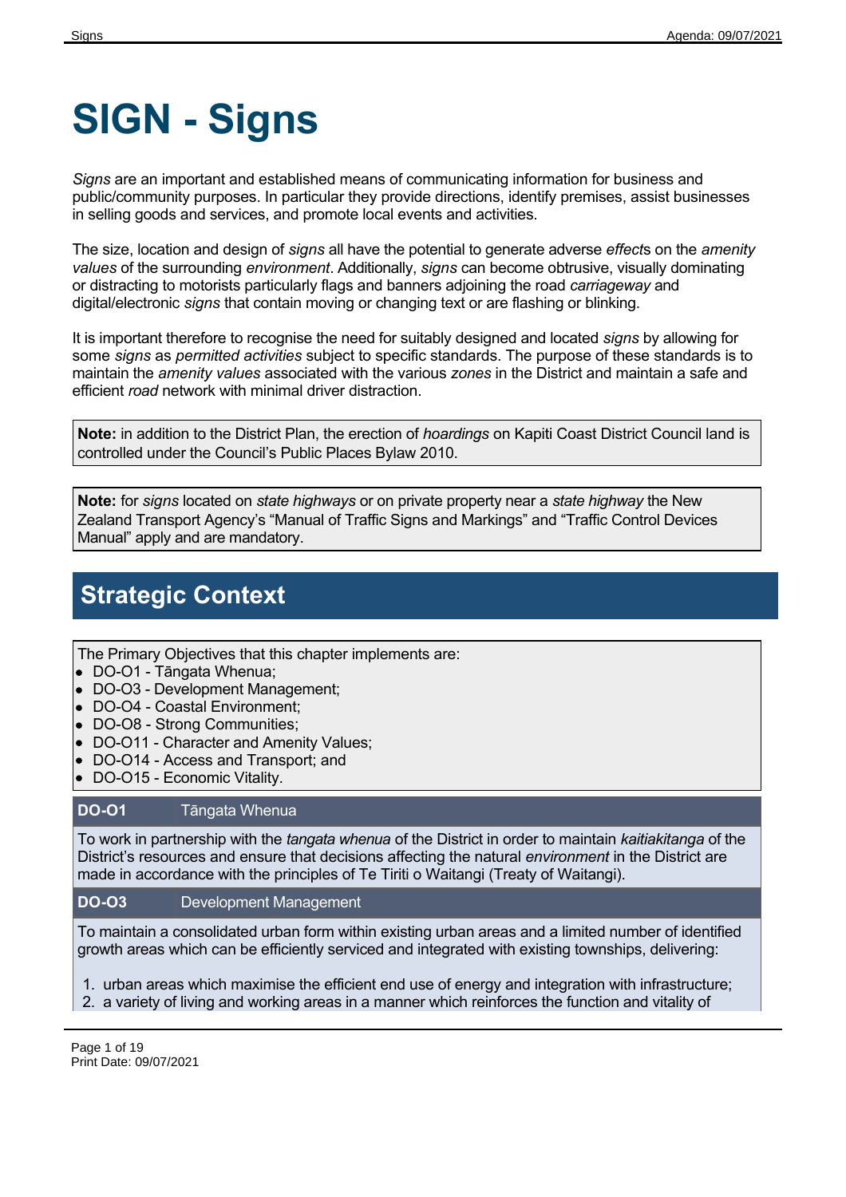# SIGN - Signs

*Signs* are an important and established means of communicating information for business and public/community purposes. In particular they provide directions, identify premises, assist businesses in selling goods and services, and promote local events and activities.

The size, location and design of *signs* all have the potential to generate adverse *effect*s on the *amenity values* of the surrounding *environment*. Additionally, *signs* can become obtrusive, visually dominating or distracting to motorists particularly flags and banners adjoining the road *carriageway* and digital/electronic *signs* that contain moving or changing text or are flashing or blinking.

It is important therefore to recognise the need for suitably designed and located *signs* by allowing for some *signs* as *permitted activities* subject to specific standards. The purpose of these standards is to maintain the *amenity values* associated with the various *zones* in the District and maintain a safe and efficient *road* network with minimal driver distraction.

**Note:** in addition to the District Plan, the erection of *hoardings* on Kapiti Coast District Council land is controlled under the Council's Public Places Bylaw 2010.

**Note:** for *signs* located on *state highways* or on private property near a *state highway* the New Zealand Transport Agency's "Manual of Traffic Signs and Markings" and "Traffic Control Devices Manual" apply and are mandatory.

## Strategic Context

The Primary Objectives that this chapter implements are:

- DO-O1 - Tāngata Whenua;
- DO-O3 - Development Management;
- DO-O4 - Coastal Environment;
- DO-O8 - Strong Communities;
- DO-O11 - Character and Amenity Values;
- DO-O14 - Access and Transport; and
- DO-O15 - Economic Vitality.

**DO-O1** Tāngata Whenua

To work in partnership with the *tangata whenua* of the District in order to maintain *kaitiakitanga* of the District's resources and ensure that decisions affecting the natural *environment* in the District are made in accordance with the principles of Te Tiriti o Waitangi (Treaty of Waitangi).

**DO-O3** Development Management

To maintain a consolidated urban form within existing urban areas and a limited number of identified growth areas which can be efficiently serviced and integrated with existing townships, delivering:

1. urban areas which maximise the efficient end use of energy and integration with infrastructure;
2. a variety of living and working areas in a manner which reinforces the function and vitality of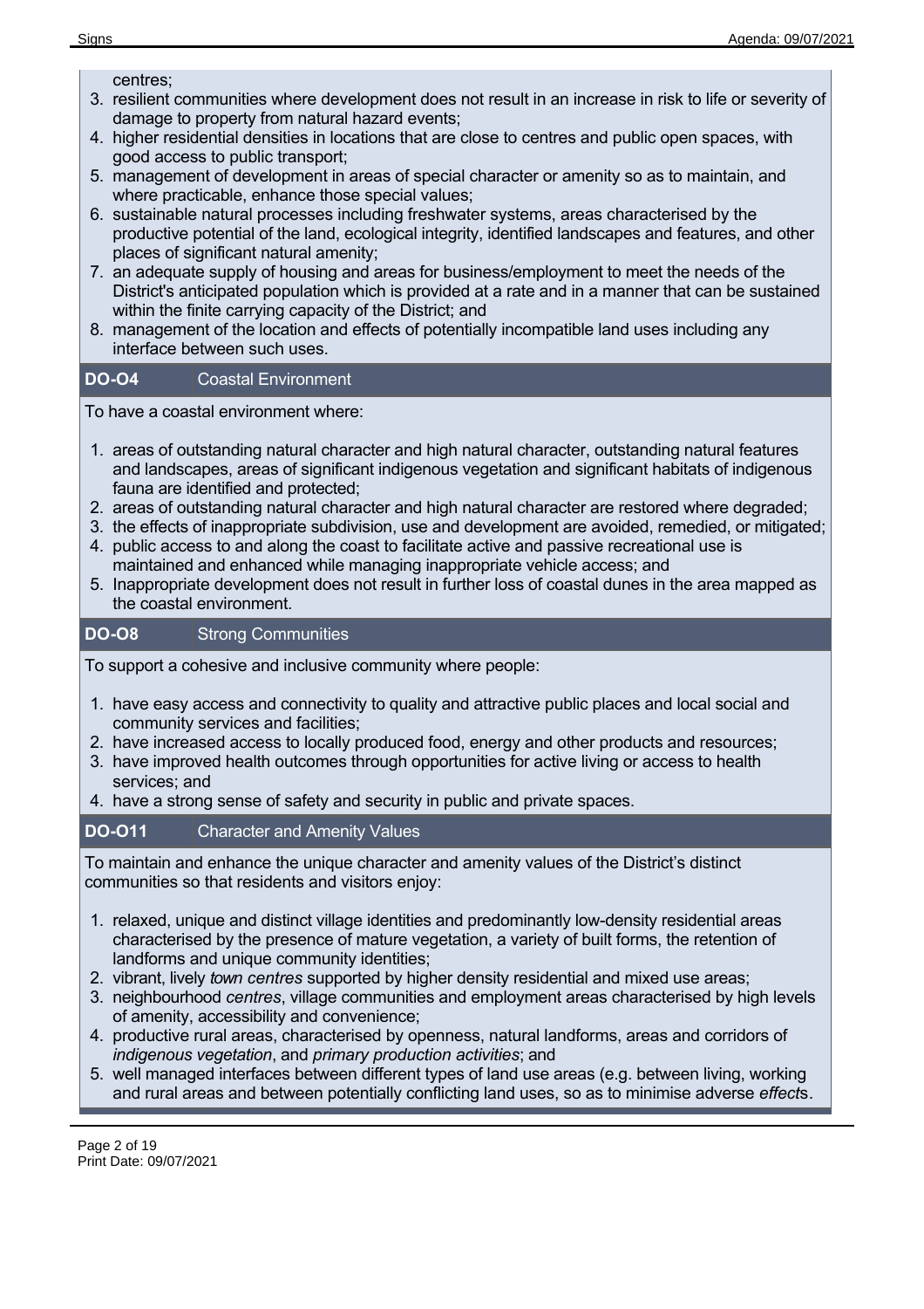centres;

3. resilient communities where development does not result in an increase in risk to life or severity of damage to property from natural hazard events;
4. higher residential densities in locations that are close to centres and public open spaces, with good access to public transport;
5. management of development in areas of special character or amenity so as to maintain, and where practicable, enhance those special values;
6. sustainable natural processes including freshwater systems, areas characterised by the productive potential of the land, ecological integrity, identified landscapes and features, and other places of significant natural amenity;
7. an adequate supply of housing and areas for business/employment to meet the needs of the District's anticipated population which is provided at a rate and in a manner that can be sustained within the finite carrying capacity of the District; and
8. management of the location and effects of potentially incompatible land uses including any interface between such uses.

**DO-O4** Coastal Environment

To have a coastal environment where:

1. areas of outstanding natural character and high natural character, outstanding natural features and landscapes, areas of significant indigenous vegetation and significant habitats of indigenous fauna are identified and protected;
2. areas of outstanding natural character and high natural character are restored where degraded;
3. the effects of inappropriate subdivision, use and development are avoided, remedied, or mitigated;
4. public access to and along the coast to facilitate active and passive recreational use is maintained and enhanced while managing inappropriate vehicle access; and
5. Inappropriate development does not result in further loss of coastal dunes in the area mapped as the coastal environment.

**DO-O8** Strong Communities

To support a cohesive and inclusive community where people:

1. have easy access and connectivity to quality and attractive public places and local social and community services and facilities;
2. have increased access to locally produced food, energy and other products and resources;
3. have improved health outcomes through opportunities for active living or access to health services; and
4. have a strong sense of safety and security in public and private spaces.

**DO-O11** Character and Amenity Values

To maintain and enhance the unique character and amenity values of the District's distinct communities so that residents and visitors enjoy:

1. relaxed, unique and distinct village identities and predominantly low-density residential areas characterised by the presence of mature vegetation, a variety of built forms, the retention of landforms and unique community identities;
2. vibrant, lively *town centres* supported by higher density residential and mixed use areas;
3. neighbourhood *centres*, village communities and employment areas characterised by high levels of amenity, accessibility and convenience;
4. productive rural areas, characterised by openness, natural landforms, areas and corridors of *indigenous vegetation*, and *primary production activities*; and
5. well managed interfaces between different types of land use areas (e.g. between living, working and rural areas and between potentially conflicting land uses, so as to minimise adverse *effect*s.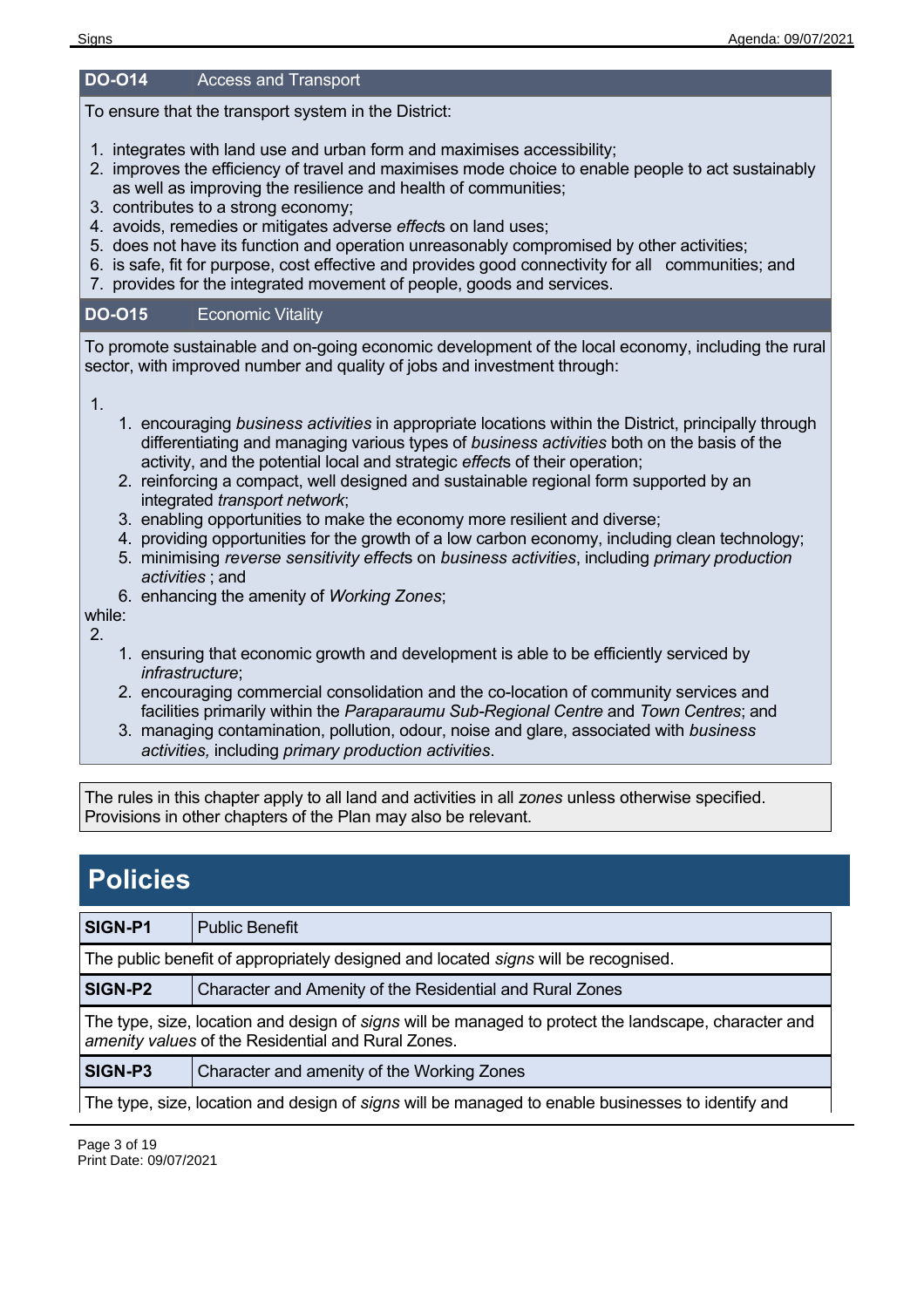| **DO-O14** | Access and Transport |
|---|---|

To ensure that the transport system in the District:

1. integrates with land use and urban form and maximises accessibility;
2. improves the efficiency of travel and maximises mode choice to enable people to act sustainably as well as improving the resilience and health of communities;
3. contributes to a strong economy;
4. avoids, remedies or mitigates adverse *effect*s on land uses;
5. does not have its function and operation unreasonably compromised by other activities;
6. is safe, fit for purpose, cost effective and provides good connectivity for all communities; and
7. provides for the integrated movement of people, goods and services.

| **DO-O15** | Economic Vitality |
|---|---|

To promote sustainable and on-going economic development of the local economy, including the rural sector, with improved number and quality of jobs and investment through:

1.
    1. encouraging *business activities* in appropriate locations within the District, principally through differentiating and managing various types of *business activities* both on the basis of the activity, and the potential local and strategic *effect*s of their operation;
    2. reinforcing a compact, well designed and sustainable regional form supported by an integrated *transport network*;
    3. enabling opportunities to make the economy more resilient and diverse;
    4. providing opportunities for the growth of a low carbon economy, including clean technology;
    5. minimising *reverse sensitivity effect*s on *business activities*, including *primary production activities* ; and
    6. enhancing the amenity of *Working Zones*;

while:

2.
    1. ensuring that economic growth and development is able to be efficiently serviced by *infrastructure*;
    2. encouraging commercial consolidation and the co-location of community services and facilities primarily within the *Paraparaumu Sub-Regional Centre* and *Town Centres*; and
    3. managing contamination, pollution, odour, noise and glare, associated with *business activities,* including *primary production activities*.

The rules in this chapter apply to all land and activities in all *zones* unless otherwise specified. Provisions in other chapters of the Plan may also be relevant.

# Policies

| **SIGN-P1** | Public Benefit |
|---|---|

The public benefit of appropriately designed and located *signs* will be recognised.

| **SIGN-P2** | Character and Amenity of the Residential and Rural Zones |
|---|---|

The type, size, location and design of *signs* will be managed to protect the landscape, character and *amenity values* of the Residential and Rural Zones.

| **SIGN-P3** | Character and amenity of the Working Zones |
|---|---|

The type, size, location and design of *signs* will be managed to enable businesses to identify and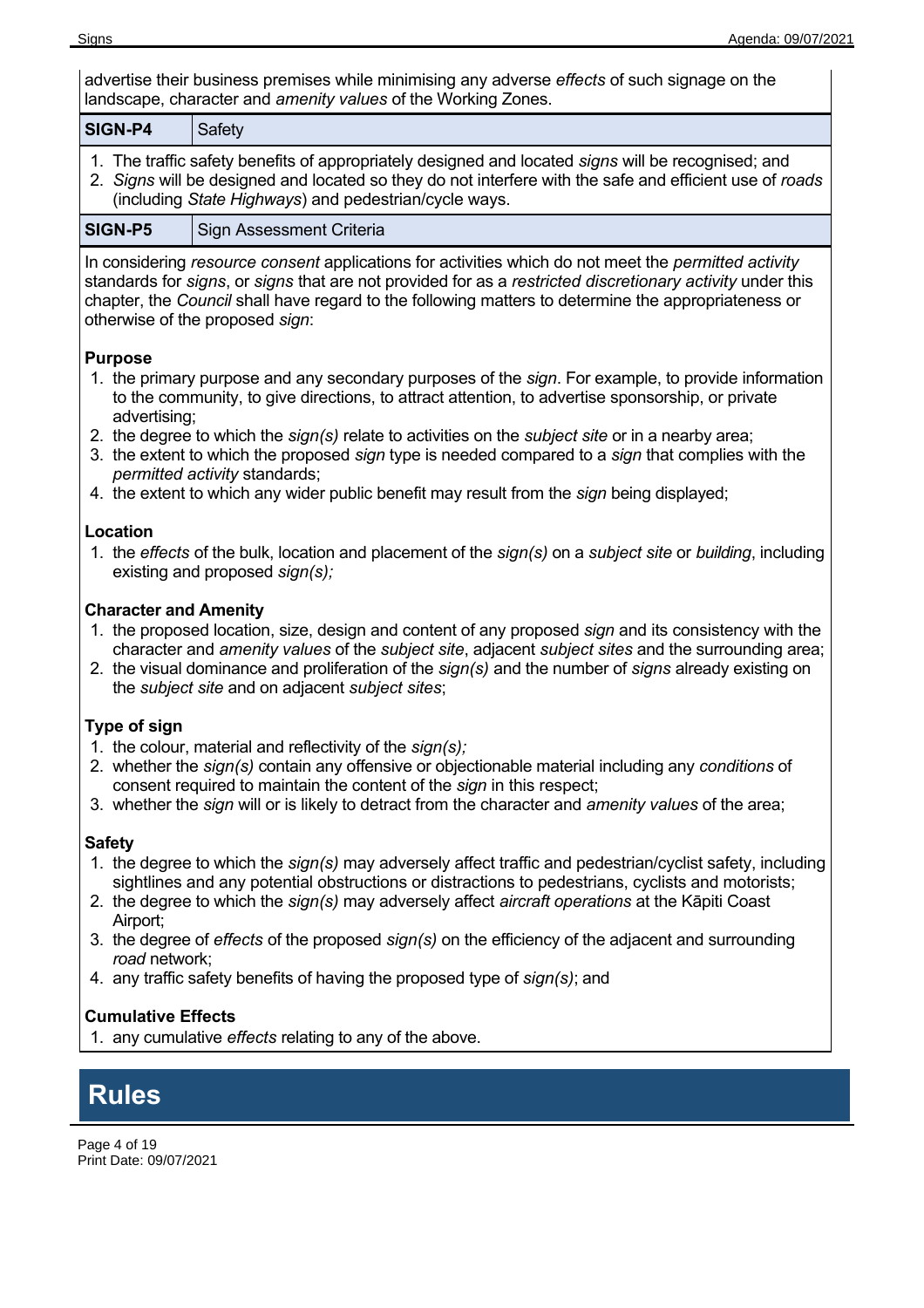advertise their business premises while minimising any adverse *effects* of such signage on the landscape, character and *amenity values* of the Working Zones.

| SIGN-P4 | Safety |
|---|---|

1. The traffic safety benefits of appropriately designed and located *signs* will be recognised; and
2. *Signs* will be designed and located so they do not interfere with the safe and efficient use of *roads* (including *State Highways*) and pedestrian/cycle ways.

| SIGN-P5 | Sign Assessment Criteria |
|---|---|

In considering *resource consent* applications for activities which do not meet the *permitted activity* standards for *signs*, or *signs* that are not provided for as a *restricted discretionary activity* under this chapter, the *Council* shall have regard to the following matters to determine the appropriateness or otherwise of the proposed *sign*:

**Purpose**

1. the primary purpose and any secondary purposes of the *sign*. For example, to provide information to the community, to give directions, to attract attention, to advertise sponsorship, or private advertising;
2. the degree to which the *sign(s)* relate to activities on the *subject site* or in a nearby area;
3. the extent to which the proposed *sign* type is needed compared to a *sign* that complies with the *permitted activity* standards;
4. the extent to which any wider public benefit may result from the *sign* being displayed;

**Location**

1. the *effects* of the bulk, location and placement of the *sign(s)* on a *subject site* or *building*, including existing and proposed *sign(s);*

**Character and Amenity**

1. the proposed location, size, design and content of any proposed *sign* and its consistency with the character and *amenity values* of the *subject site*, adjacent *subject sites* and the surrounding area;
2. the visual dominance and proliferation of the *sign(s)* and the number of *signs* already existing on the *subject site* and on adjacent *subject sites*;

**Type of sign**

1. the colour, material and reflectivity of the *sign(s);*
2. whether the *sign(s)* contain any offensive or objectionable material including any *conditions* of consent required to maintain the content of the *sign* in this respect;
3. whether the *sign* will or is likely to detract from the character and *amenity values* of the area;

**Safety**

1. the degree to which the *sign(s)* may adversely affect traffic and pedestrian/cyclist safety, including sightlines and any potential obstructions or distractions to pedestrians, cyclists and motorists;
2. the degree to which the *sign(s)* may adversely affect *aircraft operations* at the Kāpiti Coast Airport;
3. the degree of *effects* of the proposed *sign(s)* on the efficiency of the adjacent and surrounding *road* network;
4. any traffic safety benefits of having the proposed type of *sign(s)*; and

**Cumulative Effects**

1. any cumulative *effects* relating to any of the above.

# Rules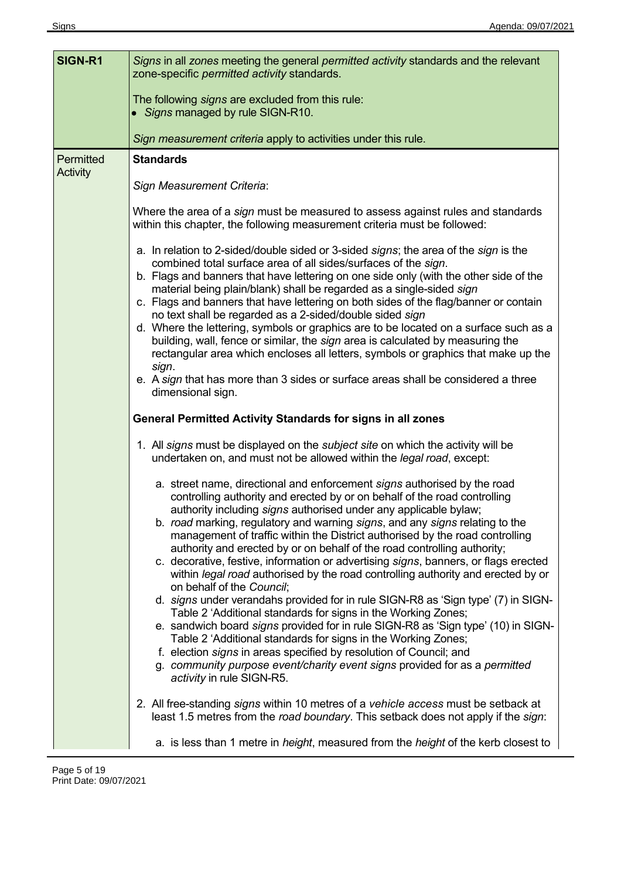| **SIGN-R1** | *Signs* in all *zones* meeting the general *permitted activity* standards and the relevant zone-specific *permitted activity* standards.<br><br>The following *signs* are excluded from this rule:<br>• *Signs* managed by rule SIGN-R10.<br><br>*Sign measurement criteria* apply to activities under this rule. |
|---|---|
| Permitted Activity | **Standards**<br><br>*Sign Measurement Criteria*:<br><br>Where the area of a *sign* must be measured to assess against rules and standards within this chapter, the following measurement criteria must be followed:<br><br>a. In relation to 2-sided/double sided or 3-sided *signs*; the area of the *sign* is the combined total surface area of all sides/surfaces of the *sign*.<br>b. Flags and banners that have lettering on one side only (with the other side of the material being plain/blank) shall be regarded as a single-sided *sign*<br>c. Flags and banners that have lettering on both sides of the flag/banner or contain no text shall be regarded as a 2-sided/double sided *sign*<br>d. Where the lettering, symbols or graphics are to be located on a surface such as a building, wall, fence or similar, the *sign* area is calculated by measuring the rectangular area which encloses all letters, symbols or graphics that make up the *sign*.<br>e. A *sign* that has more than 3 sides or surface areas shall be considered a three dimensional sign.<br><br>**General Permitted Activity Standards for signs in all zones**<br><br>1. All *signs* must be displayed on the *subject site* on which the activity will be undertaken on, and must not be allowed within the *legal road*, except:<br><br>a. street name, directional and enforcement *signs* authorised by the road controlling authority and erected by or on behalf of the road controlling authority including *signs* authorised under any applicable bylaw;<br>b. *road* marking, regulatory and warning *signs*, and any *signs* relating to the management of traffic within the District authorised by the road controlling authority and erected by or on behalf of the road controlling authority;<br>c. decorative, festive, information or advertising *signs*, banners, or flags erected within *legal road* authorised by the road controlling authority and erected by or on behalf of the *Council*;<br>d. *signs* under verandahs provided for in rule SIGN-R8 as 'Sign type' (7) in SIGN-Table 2 'Additional standards for signs in the Working Zones;<br>e. sandwich board *signs* provided for in rule SIGN-R8 as 'Sign type' (10) in SIGN-Table 2 'Additional standards for signs in the Working Zones;<br>f. election *signs* in areas specified by resolution of Council; and<br>g. *community purpose event/charity event signs* provided for as a *permitted activity* in rule SIGN-R5.<br><br>2. All free-standing *signs* within 10 metres of a *vehicle access* must be setback at least 1.5 metres from the *road boundary*. This setback does not apply if the *sign*:<br><br>a. is less than 1 metre in *height*, measured from the *height* of the kerb closest to |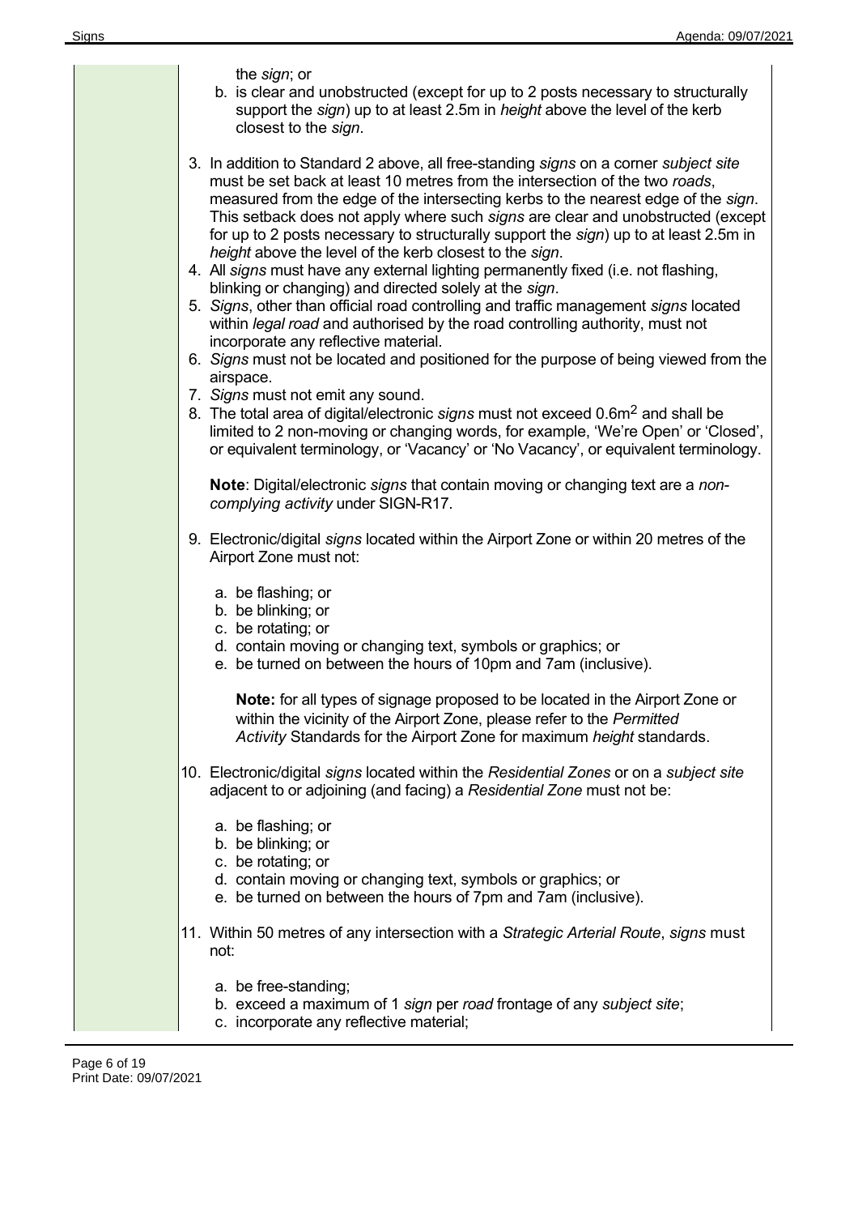the *sign*; or

b. is clear and unobstructed (except for up to 2 posts necessary to structurally support the *sign*) up to at least 2.5m in *height* above the level of the kerb closest to the *sign*.

3. In addition to Standard 2 above, all free-standing *signs* on a corner *subject site* must be set back at least 10 metres from the intersection of the two *roads*, measured from the edge of the intersecting kerbs to the nearest edge of the *sign*. This setback does not apply where such *signs* are clear and unobstructed (except for up to 2 posts necessary to structurally support the *sign*) up to at least 2.5m in *height* above the level of the kerb closest to the *sign*.
4. All *signs* must have any external lighting permanently fixed (i.e. not flashing, blinking or changing) and directed solely at the *sign*.
5. *Signs*, other than official road controlling and traffic management *signs* located within *legal road* and authorised by the road controlling authority, must not incorporate any reflective material.
6. *Signs* must not be located and positioned for the purpose of being viewed from the airspace.
7. *Signs* must not emit any sound.
8. The total area of digital/electronic *signs* must not exceed $0.6m^2$ and shall be limited to 2 non-moving or changing words, for example, 'We're Open' or 'Closed', or equivalent terminology, or 'Vacancy' or 'No Vacancy', or equivalent terminology.

   **Note**: Digital/electronic *signs* that contain moving or changing text are a *non-complying activity* under SIGN-R17.

9. Electronic/digital *signs* located within the Airport Zone or within 20 metres of the Airport Zone must not:

   a. be flashing; or
   b. be blinking; or
   c. be rotating; or
   d. contain moving or changing text, symbols or graphics; or
   e. be turned on between the hours of 10pm and 7am (inclusive).

   **Note:** for all types of signage proposed to be located in the Airport Zone or within the vicinity of the Airport Zone, please refer to the *Permitted Activity* Standards for the Airport Zone for maximum *height* standards.

10. Electronic/digital *signs* located within the *Residential Zones* or on a *subject site* adjacent to or adjoining (and facing) a *Residential Zone* must not be:

    a. be flashing; or
    b. be blinking; or
    c. be rotating; or
    d. contain moving or changing text, symbols or graphics; or
    e. be turned on between the hours of 7pm and 7am (inclusive).

11. Within 50 metres of any intersection with a *Strategic Arterial Route*, *signs* must not:

    a. be free-standing;
    b. exceed a maximum of 1 *sign* per *road* frontage of any *subject site*;
    c. incorporate any reflective material;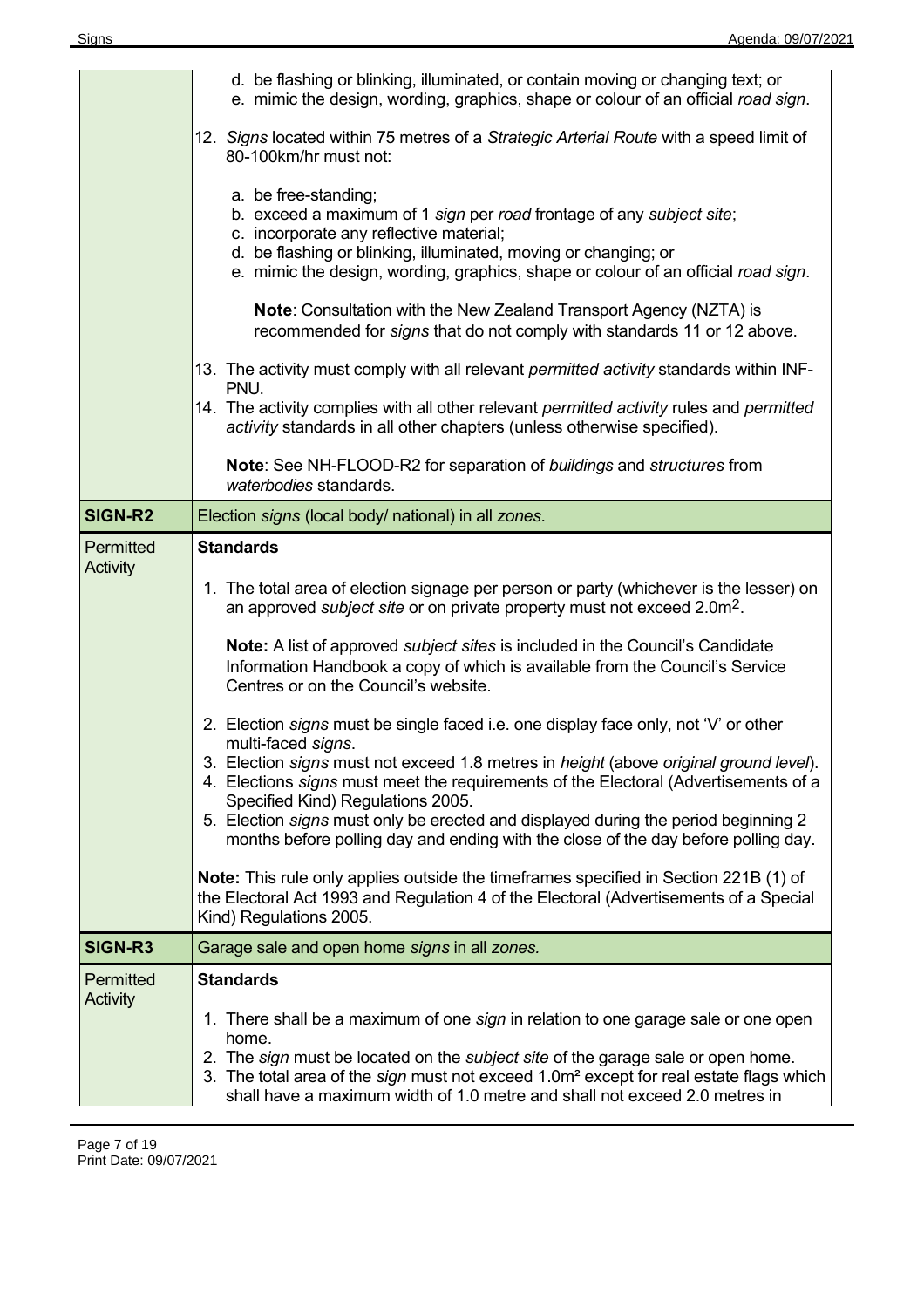| | |
|---|---|
| | d. be flashing or blinking, illuminated, or contain moving or changing text; or<br>e. mimic the design, wording, graphics, shape or colour of an official *road sign*.<br><br>12. *Signs* located within 75 metres of a *Strategic Arterial Route* with a speed limit of 80-100km/hr must not:<br><br>a. be free-standing;<br>b. exceed a maximum of 1 *sign* per *road* frontage of any *subject site*;<br>c. incorporate any reflective material;<br>d. be flashing or blinking, illuminated, moving or changing; or<br>e. mimic the design, wording, graphics, shape or colour of an official *road sign*.<br><br>**Note**: Consultation with the New Zealand Transport Agency (NZTA) is recommended for *signs* that do not comply with standards 11 or 12 above.<br><br>13. The activity must comply with all relevant *permitted activity* standards within INF-PNU.<br>14. The activity complies with all other relevant *permitted activity* rules and *permitted activity* standards in all other chapters (unless otherwise specified).<br><br>**Note**: See NH-FLOOD-R2 for separation of *buildings* and *structures* from *waterbodies* standards. |
| **SIGN-R2** | Election *signs* (local body/ national) in all *zones*. |
| Permitted Activity | **Standards**<br><br>1. The total area of election signage per person or party (whichever is the lesser) on an approved *subject site* or on private property must not exceed 2.0m$^2$.<br><br>**Note:** A list of approved *subject sites* is included in the Council's Candidate Information Handbook a copy of which is available from the Council's Service Centres or on the Council's website.<br><br>2. Election *signs* must be single faced i.e. one display face only, not 'V' or other multi-faced *signs*.<br>3. Election *signs* must not exceed 1.8 metres in *height* (above *original ground level*).<br>4. Elections *signs* must meet the requirements of the Electoral (Advertisements of a Specified Kind) Regulations 2005.<br>5. Election *signs* must only be erected and displayed during the period beginning 2 months before polling day and ending with the close of the day before polling day.<br><br>**Note:** This rule only applies outside the timeframes specified in Section 221B (1) of the Electoral Act 1993 and Regulation 4 of the Electoral (Advertisements of a Special Kind) Regulations 2005. |
| **SIGN-R3** | Garage sale and open home *signs* in all *zones*. |
| Permitted Activity | **Standards**<br><br>1. There shall be a maximum of one *sign* in relation to one garage sale or one open home.<br>2. The *sign* must be located on the *subject site* of the garage sale or open home.<br>3. The total area of the *sign* must not exceed 1.0m$^2$ except for real estate flags which shall have a maximum width of 1.0 metre and shall not exceed 2.0 metres in |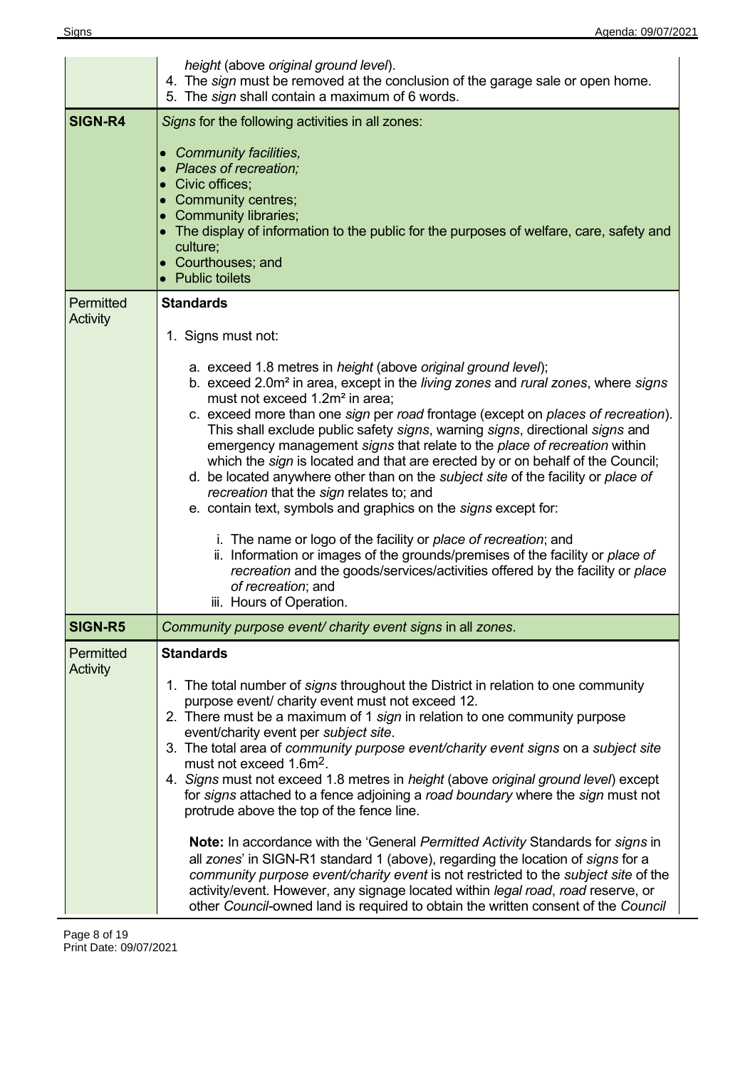| | |
|---|---|
| | *height* (above *original ground level*).<br>4. The *sign* must be removed at the conclusion of the garage sale or open home.<br>5. The *sign* shall contain a maximum of 6 words. |
| **SIGN-R4** | *Signs* for the following activities in all zones:<br><br>• *Community facilities,*<br>• *Places of recreation;*<br>• Civic offices;<br>• Community centres;<br>• Community libraries;<br>• The display of information to the public for the purposes of welfare, care, safety and culture;<br>• Courthouses; and<br>• Public toilets |
| Permitted Activity | **Standards**<br><br>1. Signs must not:<br><br>a. exceed 1.8 metres in *height* (above *original ground level*);<br>b. exceed 2.0m² in area, except in the *living zones* and *rural zones*, where *signs* must not exceed 1.2m² in area;<br>c. exceed more than one *sign* per *road* frontage (except on *places of recreation*). This shall exclude public safety *signs*, warning *signs*, directional *signs* and emergency management *signs* that relate to the *place of recreation* within which the *sign* is located and that are erected by or on behalf of the Council;<br>d. be located anywhere other than on the *subject site* of the facility or *place of recreation* that the *sign* relates to; and<br>e. contain text, symbols and graphics on the *signs* except for:<br><br>i. The name or logo of the facility or *place of recreation*; and<br>ii. Information or images of the grounds/premises of the facility or *place of recreation* and the goods/services/activities offered by the facility or *place of recreation*; and<br>iii. Hours of Operation. |
| **SIGN-R5** | *Community purpose event/ charity event signs* in all *zones*. |
| Permitted Activity | **Standards**<br><br>1. The total number of *signs* throughout the District in relation to one community purpose event/ charity event must not exceed 12.<br>2. There must be a maximum of 1 *sign* in relation to one community purpose event/charity event per *subject site*.<br>3. The total area of *community purpose event/charity event signs* on a *subject site* must not exceed 1.6m².<br>4. *Signs* must not exceed 1.8 metres in *height* (above *original ground level*) except for *signs* attached to a fence adjoining a *road boundary* where the *sign* must not protrude above the top of the fence line.<br><br>**Note:** In accordance with the 'General *Permitted Activity* Standards for *signs* in all *zones*' in SIGN-R1 standard 1 (above), regarding the location of *signs* for a *community purpose event/charity event* is not restricted to the *subject site* of the activity/event. However, any signage located within *legal road*, *road* reserve, or other *Council*-owned land is required to obtain the written consent of the *Council* |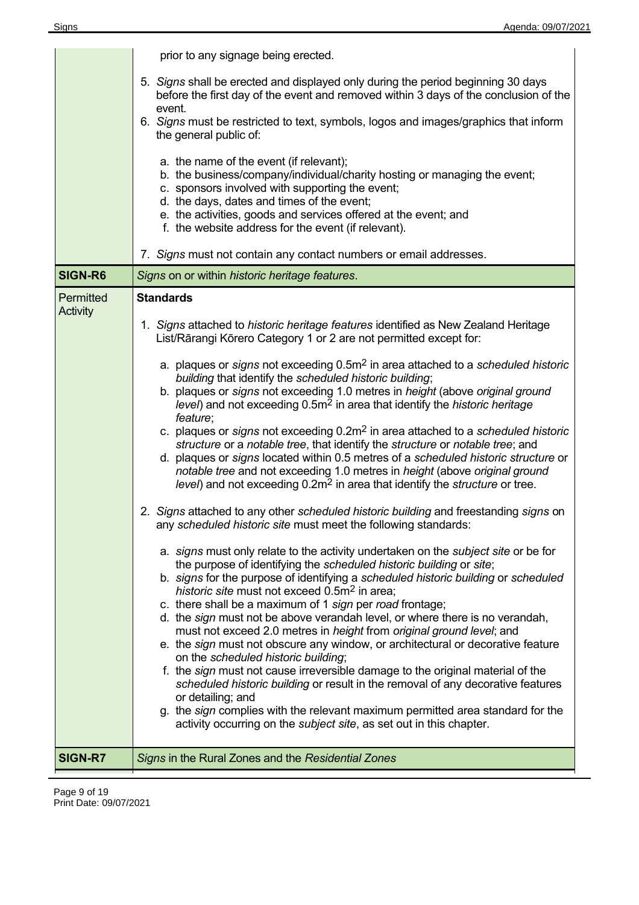| | |
|---|---|
| | prior to any signage being erected.<br><br>5. *Signs* shall be erected and displayed only during the period beginning 30 days before the first day of the event and removed within 3 days of the conclusion of the event.<br>6. *Signs* must be restricted to text, symbols, logos and images/graphics that inform the general public of:<br><br>a. the name of the event (if relevant);<br>b. the business/company/individual/charity hosting or managing the event;<br>c. sponsors involved with supporting the event;<br>d. the days, dates and times of the event;<br>e. the activities, goods and services offered at the event; and<br>f. the website address for the event (if relevant).<br><br>7. *Signs* must not contain any contact numbers or email addresses. |
| **SIGN-R6** | *Signs* on or within *historic heritage features*. |
| Permitted Activity | **Standards**<br><br>1. *Signs* attached to *historic heritage features* identified as New Zealand Heritage List/Rārangi Kōrero Category 1 or 2 are not permitted except for:<br><br>a. plaques or *signs* not exceeding 0.5m$^2$ in area attached to a *scheduled historic building* that identify the *scheduled historic building*;<br>b. plaques or *signs* not exceeding 1.0 metres in *height* (above *original ground level*) and not exceeding 0.5m$^2$ in area that identify the *historic heritage feature*;<br>c. plaques or *signs* not exceeding 0.2m$^2$ in area attached to a *scheduled historic structure* or a *notable tree*, that identify the *structure* or *notable tree*; and<br>d. plaques or *signs* located within 0.5 metres of a *scheduled historic structure* or *notable tree* and not exceeding 1.0 metres in *height* (above *original ground level*) and not exceeding 0.2m$^2$ in area that identify the *structure* or tree.<br><br>2. *Signs* attached to any other *scheduled historic building* and freestanding *signs* on any *scheduled historic site* must meet the following standards:<br><br>a. *signs* must only relate to the activity undertaken on the *subject site* or be for the purpose of identifying the *scheduled historic building* or *site*;<br>b. *signs* for the purpose of identifying a *scheduled historic building* or *scheduled historic site* must not exceed 0.5m$^2$ in area;<br>c. there shall be a maximum of 1 *sign* per *road* frontage;<br>d. the *sign* must not be above verandah level, or where there is no verandah, must not exceed 2.0 metres in *height* from *original ground level*; and<br>e. the *sign* must not obscure any window, or architectural or decorative feature on the *scheduled historic building*;<br>f. the *sign* must not cause irreversible damage to the original material of the *scheduled historic building* or result in the removal of any decorative features or detailing; and<br>g. the *sign* complies with the relevant maximum permitted area standard for the activity occurring on the *subject site*, as set out in this chapter. |
| **SIGN-R7** | *Signs* in the Rural Zones and the *Residential Zones* |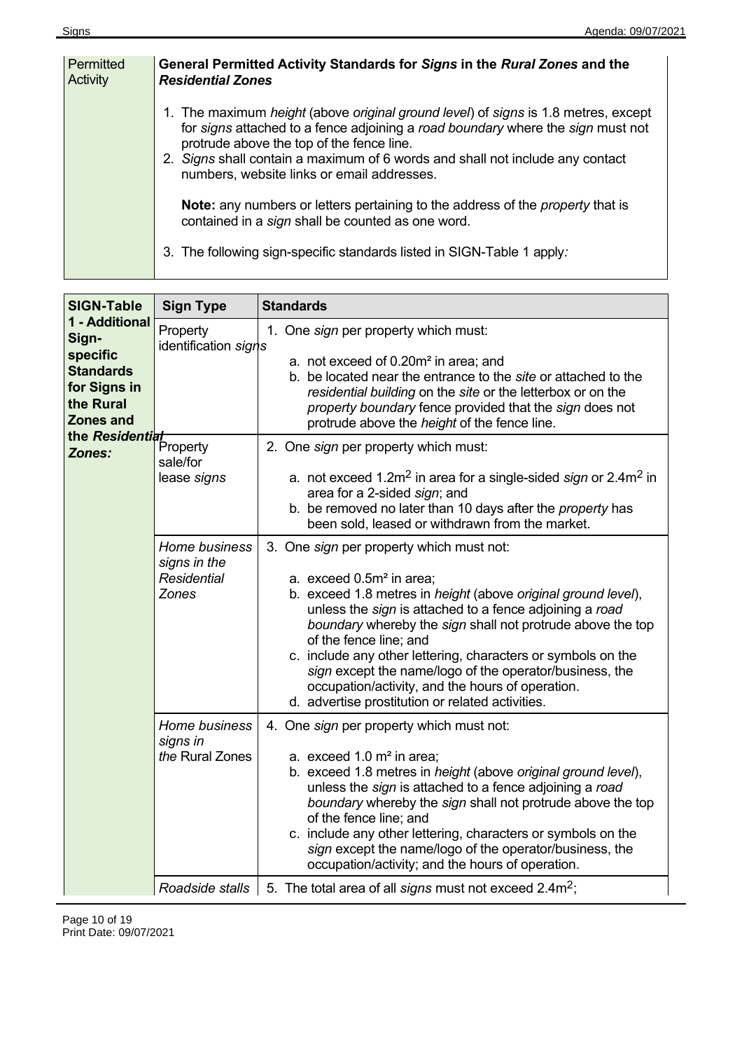| Permitted Activity | **General Permitted Activity Standards for *Signs* in the *Rural Zones* and the *Residential Zones*** |
|---|---|
| | 1. The maximum *height* (above *original ground level*) of *signs* is 1.8 metres, except for *signs* attached to a fence adjoining a *road boundary* where the *sign* must not protrude above the top of the fence line.<br>2. *Signs* shall contain a maximum of 6 words and shall not include any contact numbers, website links or email addresses.<br><br>**Note:** any numbers or letters pertaining to the address of the *property* that is contained in a *sign* shall be counted as one word.<br><br>3. The following sign-specific standards listed in SIGN-Table 1 apply*:* |

| **SIGN-Table 1 - Additional Sign-specific Standards for Signs in the Rural Zones and the *Residential Zones:*** | **Sign Type** | **Standards** |
|---|---|---|
| | Property identification *signs* | 1. One *sign* per property which must:<br><br>a. not exceed of 0.20m² in area; and<br>b. be located near the entrance to the *site* or attached to the *residential building* on the *site* or the letterbox or on the *property boundary* fence provided that the *sign* does not protrude above the *height* of the fence line. |
| | Property sale/for lease *signs* | 2. One *sign* per property which must:<br><br>a. not exceed $1.2m^2$ in area for a single-sided *sign* or $2.4m^2$ in area for a 2-sided *sign*; and<br>b. be removed no later than 10 days after the *property* has been sold, leased or withdrawn from the market. |
| | *Home business signs in the Residential Zones* | 3. One *sign* per property which must not:<br><br>a. exceed 0.5m² in area;<br>b. exceed 1.8 metres in *height* (above *original ground level*), unless the *sign* is attached to a fence adjoining a *road boundary* whereby the *sign* shall not protrude above the top of the fence line; and<br>c. include any other lettering, characters or symbols on the *sign* except the name/logo of the operator/business, the occupation/activity, and the hours of operation.<br>d. advertise prostitution or related activities. |
| | *Home business signs in the* Rural Zones | 4. One *sign* per property which must not:<br><br>a. exceed 1.0 m² in area;<br>b. exceed 1.8 metres in *height* (above *original ground level*), unless the *sign* is attached to a fence adjoining a *road boundary* whereby the *sign* shall not protrude above the top of the fence line; and<br>c. include any other lettering, characters or symbols on the *sign* except the name/logo of the operator/business, the occupation/activity; and the hours of operation. |
| | *Roadside stalls* | 5. The total area of all *signs* must not exceed $2.4m^2$; |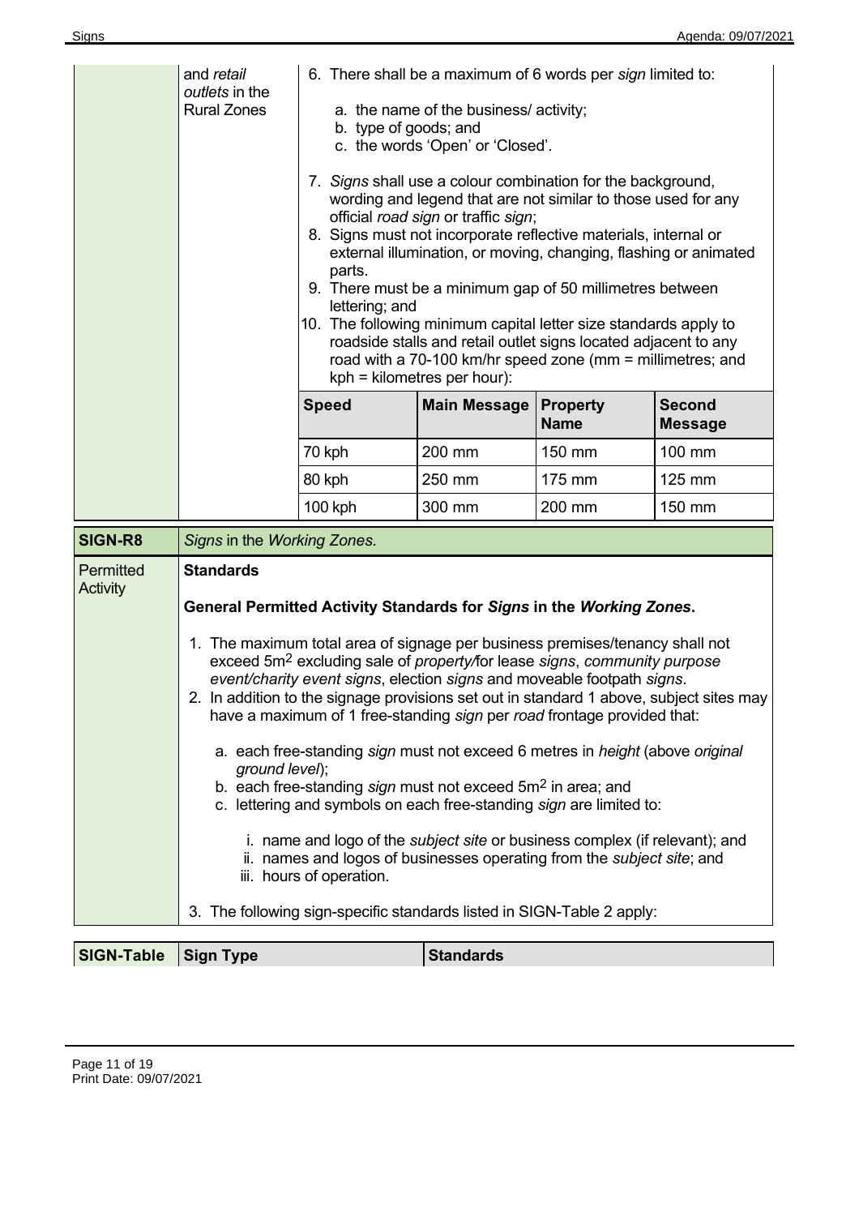and *retail outlets* in the Rural Zones

6. There shall be a maximum of 6 words per *sign* limited to:

    a. the name of the business/ activity;
    b. type of goods; and
    c. the words 'Open' or 'Closed'.

7. *Signs* shall use a colour combination for the background, wording and legend that are not similar to those used for any official *road sign* or traffic *sign*;
8. Signs must not incorporate reflective materials, internal or external illumination, or moving, changing, flashing or animated parts.
9. There must be a minimum gap of 50 millimetres between lettering; and
10. The following minimum capital letter size standards apply to roadside stalls and retail outlet signs located adjacent to any road with a 70-100 km/hr speed zone (mm = millimetres; and kph = kilometres per hour):

| Speed | Main Message | Property Name | Second Message |
|---|---|---|---|
| 70 kph | 200 mm | 150 mm | 100 mm |
| 80 kph | 250 mm | 175 mm | 125 mm |
| 100 kph | 300 mm | 200 mm | 150 mm |

## SIGN-R8 *Signs* in the *Working Zones.*

**Permitted Activity**

**Standards**

**General Permitted Activity Standards for *Signs* in the *Working Zones*.**

1. The maximum total area of signage per business premises/tenancy shall not exceed $5m^2$ excluding sale of *property/*for lease *signs*, *community purpose event/charity event signs*, election *signs* and moveable footpath *signs*.
2. In addition to the signage provisions set out in standard 1 above, subject sites may have a maximum of 1 free-standing *sign* per *road* frontage provided that:

    a. each free-standing *sign* must not exceed 6 metres in *height* (above *original ground level*);
    b. each free-standing *sign* must not exceed $5m^2$ in area; and
    c. lettering and symbols on each free-standing *sign* are limited to:

        i. name and logo of the *subject site* or business complex (if relevant); and
        ii. names and logos of businesses operating from the *subject site*; and
        iii. hours of operation.

3. The following sign-specific standards listed in SIGN-Table 2 apply:

| SIGN-Table | Sign Type | Standards |
|---|---|---|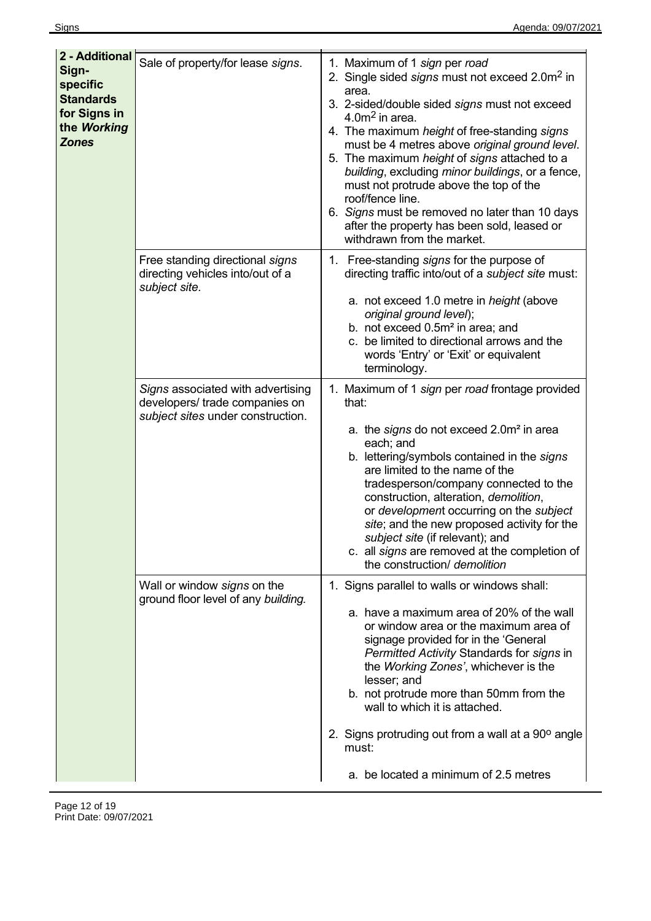| 2 - Additional Sign-specific Standards for Signs in the *Working Zones* | | |
|---|---|---|
| | Sale of property/for lease *signs*. | 1. Maximum of 1 *sign* per *road*<br>2. Single sided *signs* must not exceed $2.0m^2$ in area.<br>3. 2-sided/double sided *signs* must not exceed $4.0m^2$ in area.<br>4. The maximum *height* of free-standing *signs* must be 4 metres above *original ground level*.<br>5. The maximum *height* of *signs* attached to a *building*, excluding *minor buildings*, or a fence, must not protrude above the top of the roof/fence line.<br>6. *Signs* must be removed no later than 10 days after the property has been sold, leased or withdrawn from the market. |
| | Free standing directional *signs* directing vehicles into/out of a *subject site*. | 1. Free-standing *signs* for the purpose of directing traffic into/out of a *subject site* must:<br>a. not exceed 1.0 metre in *height* (above *original ground level*);<br>b. not exceed $0.5m^2$ in area; and<br>c. be limited to directional arrows and the words 'Entry' or 'Exit' or equivalent terminology. |
| | *Signs* associated with advertising developers/ trade companies on *subject sites* under construction. | 1. Maximum of 1 *sign* per *road* frontage provided that:<br>a. the *signs* do not exceed $2.0m^2$ in area each; and<br>b. lettering/symbols contained in the *signs* are limited to the name of the tradesperson/company connected to the construction, alteration, *demolition*, or *development* occurring on the *subject site*; and the new proposed activity for the *subject site* (if relevant); and<br>c. all *signs* are removed at the completion of the construction/ *demolition* |
| | Wall or window *signs* on the ground floor level of any *building*. | 1. Signs parallel to walls or windows shall:<br>a. have a maximum area of 20% of the wall or window area or the maximum area of signage provided for in the 'General *Permitted Activity* Standards for *signs* in the *Working Zones*', whichever is the lesser; and<br>b. not protrude more than 50mm from the wall to which it is attached.<br>2. Signs protruding out from a wall at a $90^o$ angle must:<br>a. be located a minimum of 2.5 metres |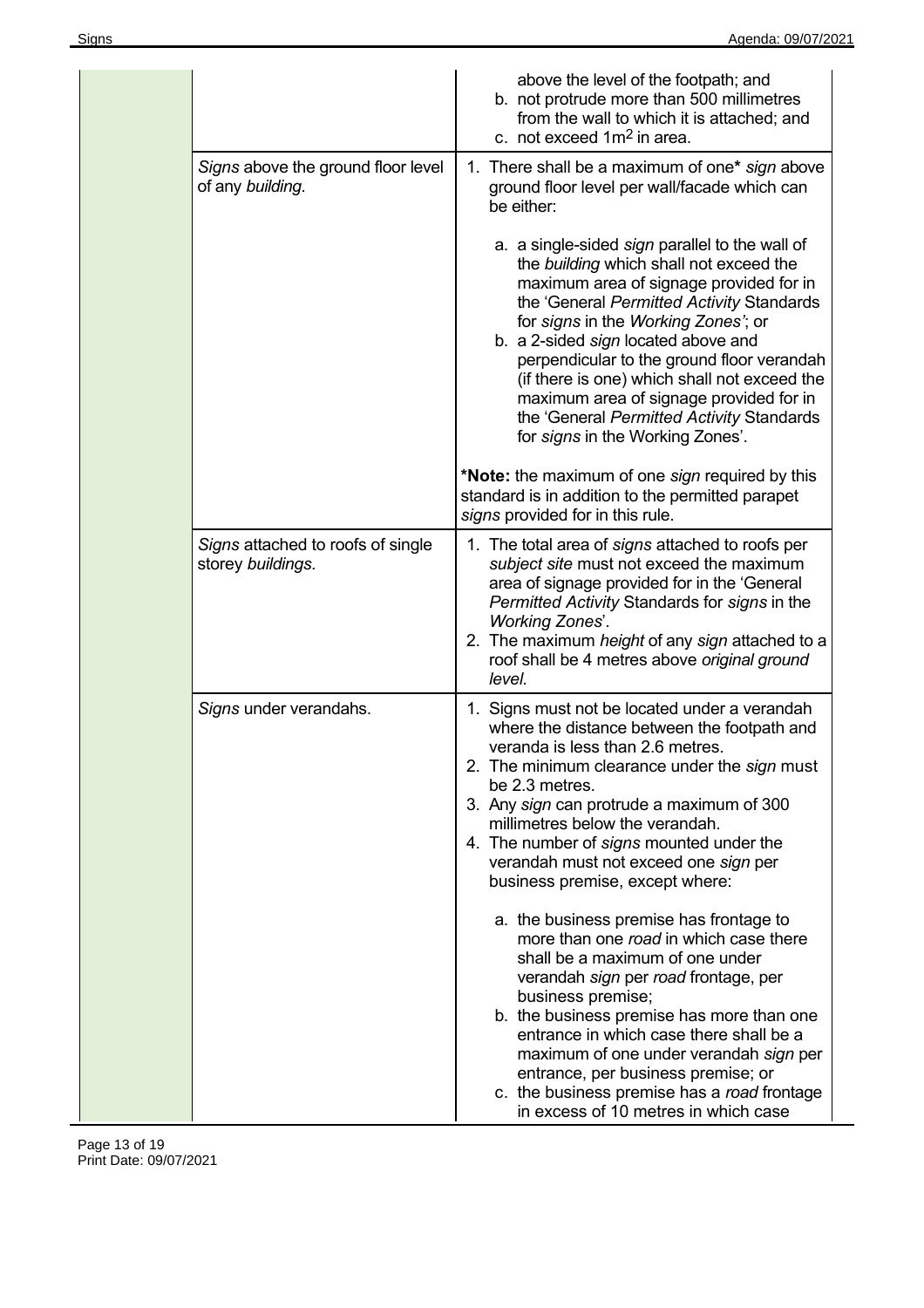| | | |
|---|---|---|
| | | above the level of the footpath; and<br>b. not protrude more than 500 millimetres from the wall to which it is attached; and<br>c. not exceed 1m$^2$ in area. |
| | *Signs* above the ground floor level of any *building*. | 1. There shall be a maximum of one**\*** *sign* above ground floor level per wall/facade which can be either:<br><br>a. a single-sided *sign* parallel to the wall of the *building* which shall not exceed the maximum area of signage provided for in the 'General *Permitted Activity* Standards for *signs* in the *Working Zones*'; or<br>b. a 2-sided *sign* located above and perpendicular to the ground floor verandah (if there is one) which shall not exceed the maximum area of signage provided for in the 'General *Permitted Activity* Standards for *signs* in the Working Zones'.<br><br>**\*Note:** the maximum of one *sign* required by this standard is in addition to the permitted parapet *signs* provided for in this rule. |
| | *Signs* attached to roofs of single storey *buildings.* | 1. The total area of *signs* attached to roofs per *subject site* must not exceed the maximum area of signage provided for in the 'General *Permitted Activity* Standards for *signs* in the *Working Zones*'.<br>2. The maximum *height* of any *sign* attached to a roof shall be 4 metres above *original ground level.* |
| | *Signs* under verandahs. | 1. Signs must not be located under a verandah where the distance between the footpath and veranda is less than 2.6 metres.<br>2. The minimum clearance under the *sign* must be 2.3 metres.<br>3. Any *sign* can protrude a maximum of 300 millimetres below the verandah.<br>4. The number of *signs* mounted under the verandah must not exceed one *sign* per business premise, except where:<br><br>a. the business premise has frontage to more than one *road* in which case there shall be a maximum of one under verandah *sign* per *road* frontage, per business premise;<br>b. the business premise has more than one entrance in which case there shall be a maximum of one under verandah *sign* per entrance, per business premise; or<br>c. the business premise has a *road* frontage in excess of 10 metres in which case |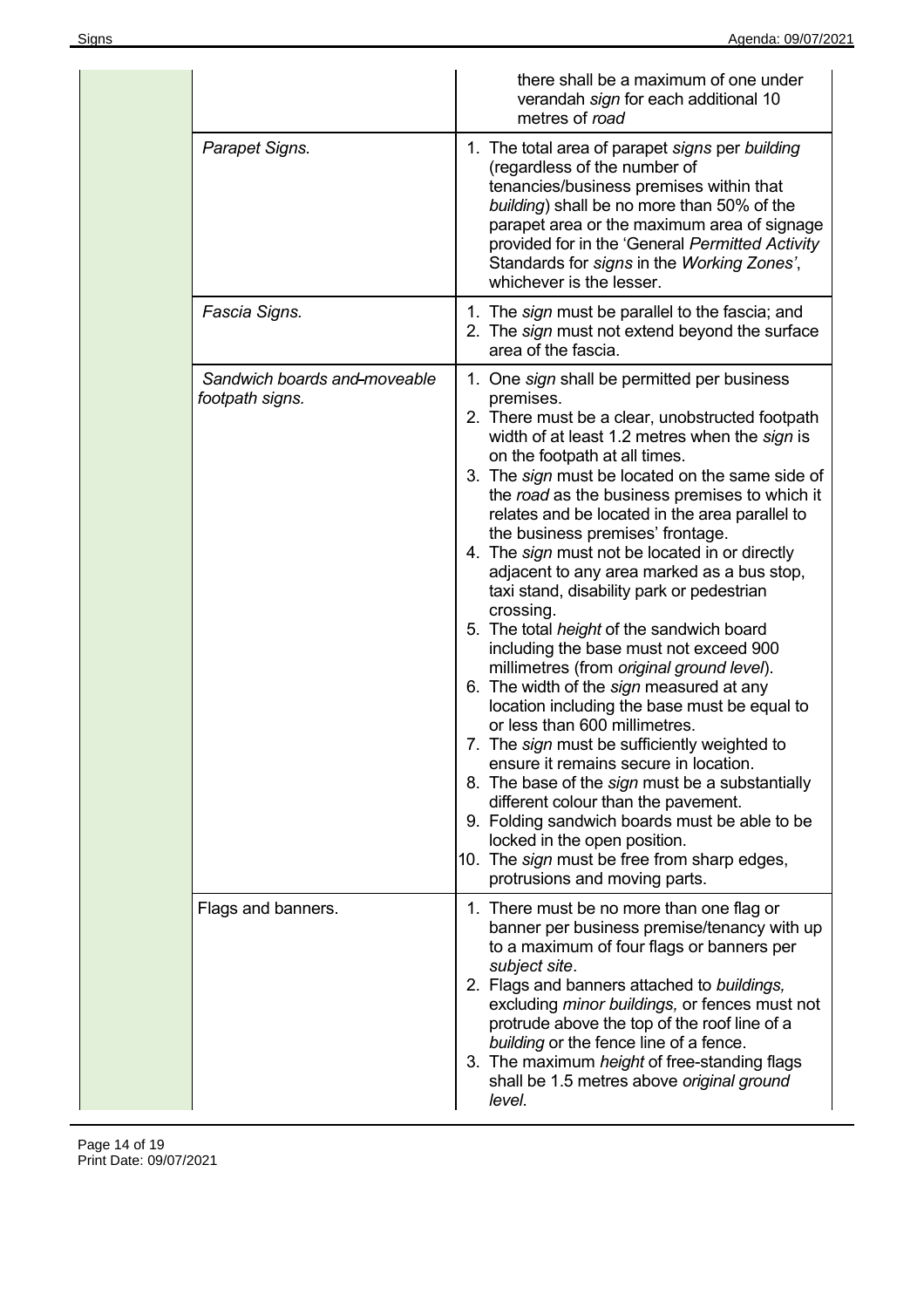| | | |
|---|---|---|
| | | there shall be a maximum of one under verandah *sign* for each additional 10 metres of *road* |
| | *Parapet Signs.* | 1. The total area of parapet *signs* per *building* (regardless of the number of tenancies/business premises within that *building*) shall be no more than 50% of the parapet area or the maximum area of signage provided for in the 'General *Permitted Activity* Standards for *signs* in the *Working Zones'*, whichever is the lesser. |
| | *Fascia Signs.* | 1. The *sign* must be parallel to the fascia; and<br>2. The *sign* must not extend beyond the surface area of the fascia. |
| | *Sandwich boards and moveable footpath signs.* | 1. One *sign* shall be permitted per business premises.<br>2. There must be a clear, unobstructed footpath width of at least 1.2 metres when the *sign* is on the footpath at all times.<br>3. The *sign* must be located on the same side of the *road* as the business premises to which it relates and be located in the area parallel to the business premises' frontage.<br>4. The *sign* must not be located in or directly adjacent to any area marked as a bus stop, taxi stand, disability park or pedestrian crossing.<br>5. The total *height* of the sandwich board including the base must not exceed 900 millimetres (from *original ground level*).<br>6. The width of the *sign* measured at any location including the base must be equal to or less than 600 millimetres.<br>7. The *sign* must be sufficiently weighted to ensure it remains secure in location.<br>8. The base of the *sign* must be a substantially different colour than the pavement.<br>9. Folding sandwich boards must be able to be locked in the open position.<br>10. The *sign* must be free from sharp edges, protrusions and moving parts. |
| | Flags and banners. | 1. There must be no more than one flag or banner per business premise/tenancy with up to a maximum of four flags or banners per *subject site*.<br>2. Flags and banners attached to *buildings,* excluding *minor buildings,* or fences must not protrude above the top of the roof line of a *building* or the fence line of a fence.<br>3. The maximum *height* of free-standing flags shall be 1.5 metres above *original ground level.* |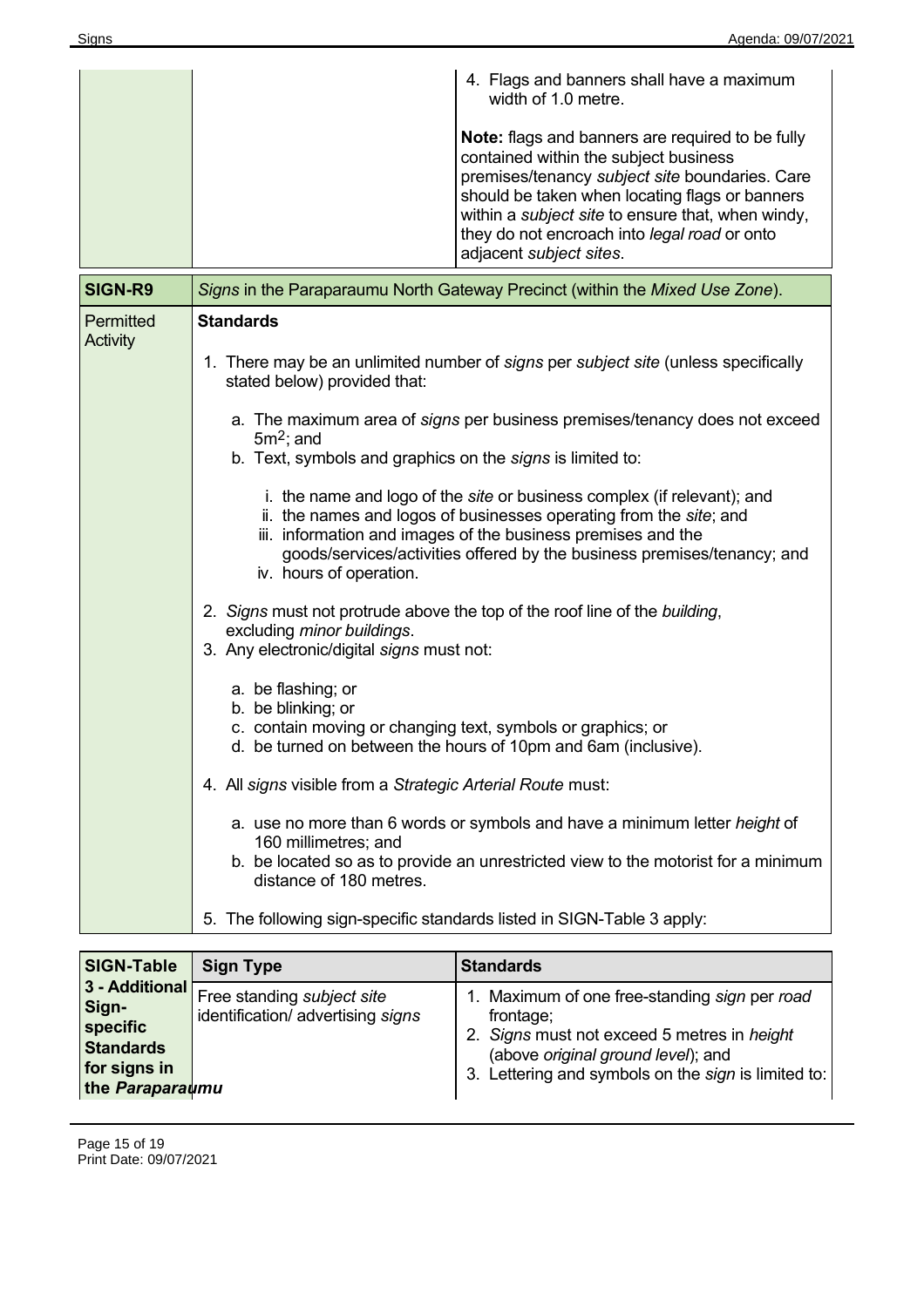| | | |
|---|---|---|
| | | 4. Flags and banners shall have a maximum width of 1.0 metre.<br><br>**Note:** flags and banners are required to be fully contained within the subject business premises/tenancy *subject site* boundaries. Care should be taken when locating flags or banners within a *subject site* to ensure that, when windy, they do not encroach into *legal road* or onto adjacent *subject sites*. |

| **SIGN-R9** | *Signs* in the Paraparaumu North Gateway Precinct (within the *Mixed Use Zone*). |
|---|---|
| Permitted Activity | **Standards**<br><br>1. There may be an unlimited number of *signs* per *subject site* (unless specifically stated below) provided that:<br><br>a. The maximum area of *signs* per business premises/tenancy does not exceed $5m^2$; and<br>b. Text, symbols and graphics on the *signs* is limited to:<br><br>i. the name and logo of the *site* or business complex (if relevant); and<br>ii. the names and logos of businesses operating from the *site*; and<br>iii. information and images of the business premises and the goods/services/activities offered by the business premises/tenancy; and<br>iv. hours of operation.<br><br>2. *Signs* must not protrude above the top of the roof line of the *building*, excluding *minor buildings*.<br>3. Any electronic/digital *signs* must not:<br><br>a. be flashing; or<br>b. be blinking; or<br>c. contain moving or changing text, symbols or graphics; or<br>d. be turned on between the hours of 10pm and 6am (inclusive).<br><br>4. All *signs* visible from a *Strategic Arterial Route* must:<br><br>a. use no more than 6 words or symbols and have a minimum letter *height* of 160 millimetres; and<br>b. be located so as to provide an unrestricted view to the motorist for a minimum distance of 180 metres.<br><br>5. The following sign-specific standards listed in SIGN-Table 3 apply: |

| **SIGN-Table 3 - Additional Sign-specific Standards for signs in the *Paraparaumu*** | **Sign Type** | **Standards** |
|---|---|---|
| | Free standing *subject site* identification/ advertising *signs* | 1. Maximum of one free-standing *sign* per *road* frontage;<br>2. *Signs* must not exceed 5 metres in *height* (above *original ground level*); and<br>3. Lettering and symbols on the *sign* is limited to: |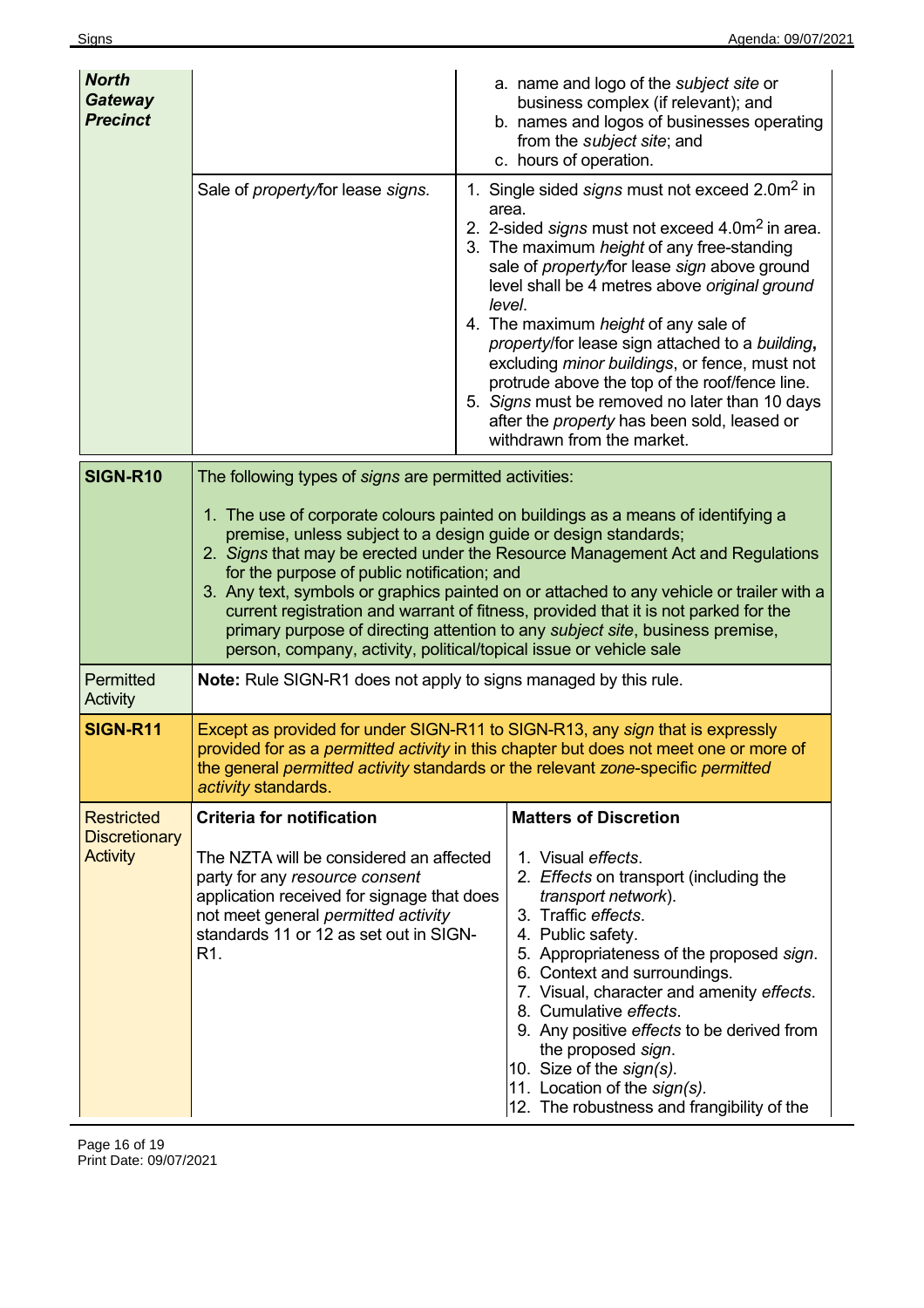| | | |
|---|---|---|
| ***North Gateway Precinct*** | | a. name and logo of the *subject site* or business complex (if relevant); and<br>b. names and logos of businesses operating from the *subject site*; and<br>c. hours of operation. |
| | Sale of *property*/for lease *signs*. | 1. Single sided *signs* must not exceed 2.0m$^2$ in area.<br>2. 2-sided *signs* must not exceed 4.0m$^2$ in area.<br>3. The maximum *height* of any free-standing sale of *property*/for lease *sign* above ground level shall be 4 metres above *original ground level*.<br>4. The maximum *height* of any sale of *property*/for lease sign attached to a *building*, excluding *minor buildings*, or fence, must not protrude above the top of the roof/fence line.<br>5. *Signs* must be removed no later than 10 days after the *property* has been sold, leased or withdrawn from the market. |

| | |
|---|---|
| **SIGN-R10** | The following types of *signs* are permitted activities:<br><br>1. The use of corporate colours painted on buildings as a means of identifying a premise, unless subject to a design guide or design standards;<br>2. *Signs* that may be erected under the Resource Management Act and Regulations for the purpose of public notification; and<br>3. Any text, symbols or graphics painted on or attached to any vehicle or trailer with a current registration and warrant of fitness, provided that it is not parked for the primary purpose of directing attention to any *subject site*, business premise, person, company, activity, political/topical issue or vehicle sale |
| Permitted Activity | **Note:** Rule SIGN-R1 does not apply to signs managed by this rule. |

| | | |
|---|---|---|
| **SIGN-R11** | Except as provided for under SIGN-R11 to SIGN-R13, any *sign* that is expressly provided for as a *permitted activity* in this chapter but does not meet one or more of the general *permitted activity* standards or the relevant *zone*-specific *permitted activity* standards. | |
| Restricted Discretionary Activity | **Criteria for notification**<br><br>The NZTA will be considered an affected party for any *resource consent* application received for signage that does not meet general *permitted activity* standards 11 or 12 as set out in SIGN-R1. | **Matters of Discretion**<br><br>1. Visual *effects*.<br>2. *Effects* on transport (including the *transport network*).<br>3. Traffic *effects*.<br>4. Public safety.<br>5. Appropriateness of the proposed *sign*.<br>6. Context and surroundings.<br>7. Visual, character and amenity *effects*.<br>8. Cumulative *effects*.<br>9. Any positive *effects* to be derived from the proposed *sign*.<br>10. Size of the *sign(s)*.<br>11. Location of the *sign(s)*.<br>12. The robustness and frangibility of the |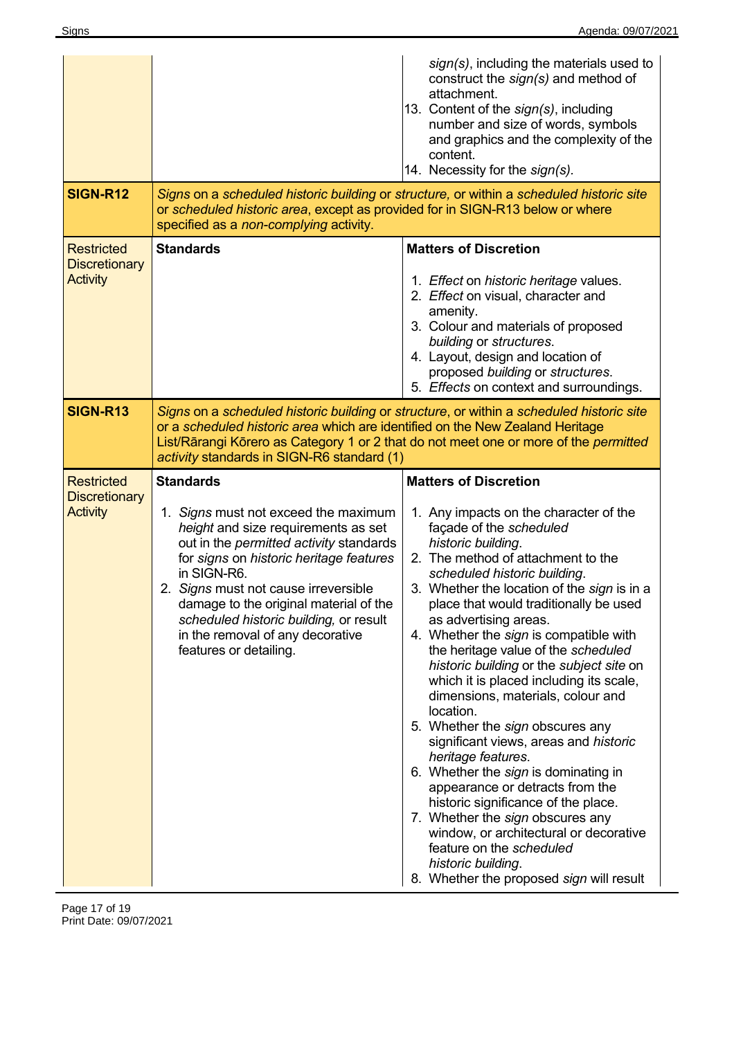| | | |
|---|---|---|
| | | *sign(s)*, including the materials used to construct the *sign(s)* and method of attachment.<br>13. Content of the *sign(s)*, including number and size of words, symbols and graphics and the complexity of the content.<br>14. Necessity for the *sign(s)*. |
| **SIGN-R12** | *Signs* on a *scheduled historic building* or *structure,* or within a *scheduled historic site* or *scheduled historic area*, except as provided for in SIGN-R13 below or where specified as a *non-complying* activity. | |
| Restricted Discretionary Activity | **Standards** | **Matters of Discretion**<br>1. *Effect* on *historic heritage* values.<br>2. *Effect* on visual, character and amenity.<br>3. Colour and materials of proposed *building* or *structures*.<br>4. Layout, design and location of proposed *building* or *structures*.<br>5. *Effects* on context and surroundings. |
| **SIGN-R13** | *Signs* on a *scheduled historic building* or *structure*, or within a *scheduled historic site* or a *scheduled historic area* which are identified on the New Zealand Heritage List/Rārangi Kōrero as Category 1 or 2 that do not meet one or more of the *permitted activity* standards in SIGN-R6 standard (1) | |
| Restricted Discretionary Activity | **Standards**<br>1. *Signs* must not exceed the maximum *height* and size requirements as set out in the *permitted activity* standards for *signs* on *historic heritage features* in SIGN-R6.<br>2. *Signs* must not cause irreversible damage to the original material of the *scheduled historic building,* or result in the removal of any decorative features or detailing. | **Matters of Discretion**<br>1. Any impacts on the character of the façade of the *scheduled historic building*.<br>2. The method of attachment to the *scheduled historic building*.<br>3. Whether the location of the *sign* is in a place that would traditionally be used as advertising areas.<br>4. Whether the *sign* is compatible with the heritage value of the *scheduled historic building* or the *subject site* on which it is placed including its scale, dimensions, materials, colour and location.<br>5. Whether the *sign* obscures any significant views, areas and *historic heritage features*.<br>6. Whether the *sign* is dominating in appearance or detracts from the historic significance of the place.<br>7. Whether the *sign* obscures any window, or architectural or decorative feature on the *scheduled historic building*.<br>8. Whether the proposed *sign* will result |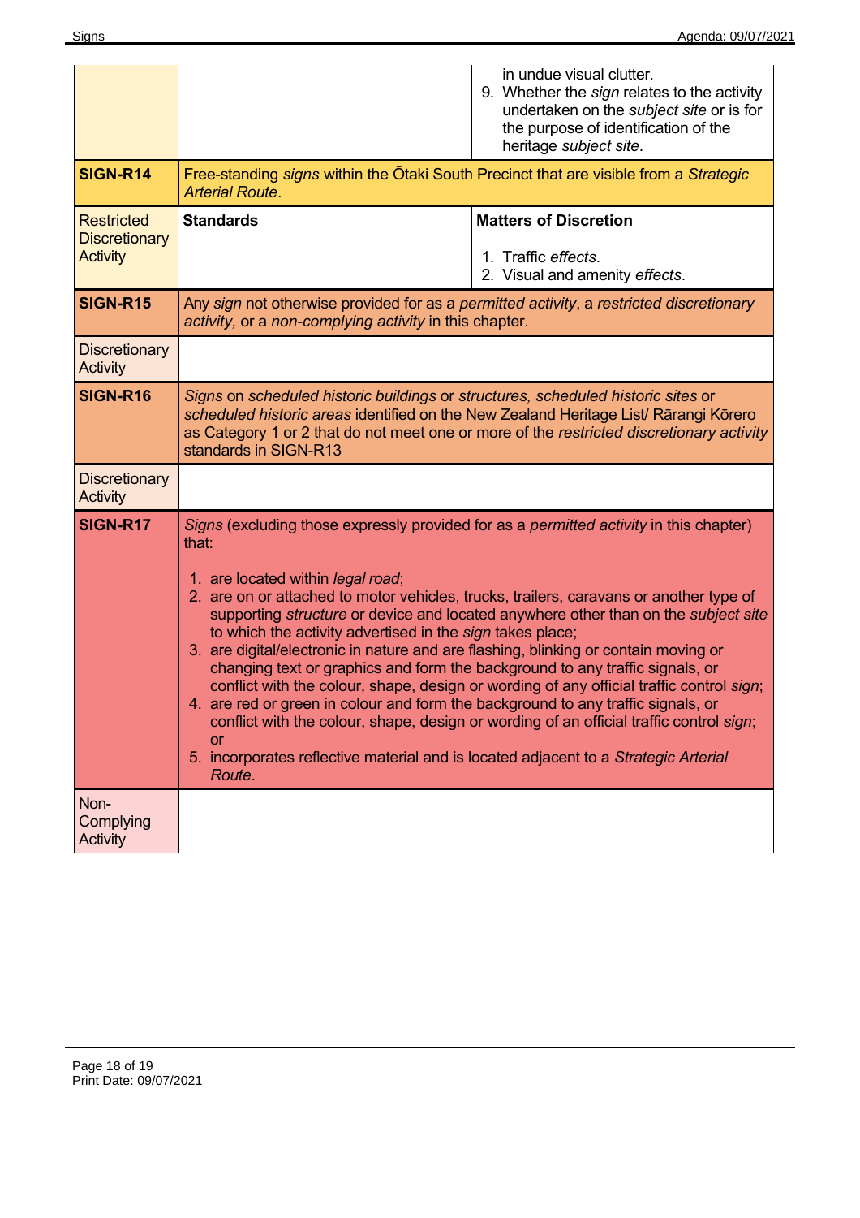| | | |
|---|---|---|
| | | in undue visual clutter.<br>9. Whether the *sign* relates to the activity undertaken on the *subject site* or is for the purpose of identification of the heritage *subject site*. |
| **SIGN-R14** | Free-standing *signs* within the Ōtaki South Precinct that are visible from a *Strategic Arterial Route*. | |
| Restricted Discretionary Activity | **Standards** | **Matters of Discretion**<br><br>1. Traffic *effects*.<br>2. Visual and amenity *effects*. |
| **SIGN-R15** | Any *sign* not otherwise provided for as a *permitted activity*, a *restricted discretionary activity*, or a *non-complying activity* in this chapter. | |
| Discretionary Activity | | |
| **SIGN-R16** | *Signs* on *scheduled historic buildings* or *structures, scheduled historic sites* or *scheduled historic areas* identified on the New Zealand Heritage List/ Rārangi Kōrero as Category 1 or 2 that do not meet one or more of the *restricted discretionary activity* standards in SIGN-R13 | |
| Discretionary Activity | | |
| **SIGN-R17** | *Signs* (excluding those expressly provided for as a *permitted activity* in this chapter) that:<br><br>1. are located within *legal road*;<br>2. are on or attached to motor vehicles, trucks, trailers, caravans or another type of supporting *structure* or device and located anywhere other than on the *subject site* to which the activity advertised in the *sign* takes place;<br>3. are digital/electronic in nature and are flashing, blinking or contain moving or changing text or graphics and form the background to any traffic signals, or conflict with the colour, shape, design or wording of any official traffic control *sign*;<br>4. are red or green in colour and form the background to any traffic signals, or conflict with the colour, shape, design or wording of an official traffic control *sign*; or<br>5. incorporates reflective material and is located adjacent to a *Strategic Arterial Route*. | |
| Non-Complying Activity | | |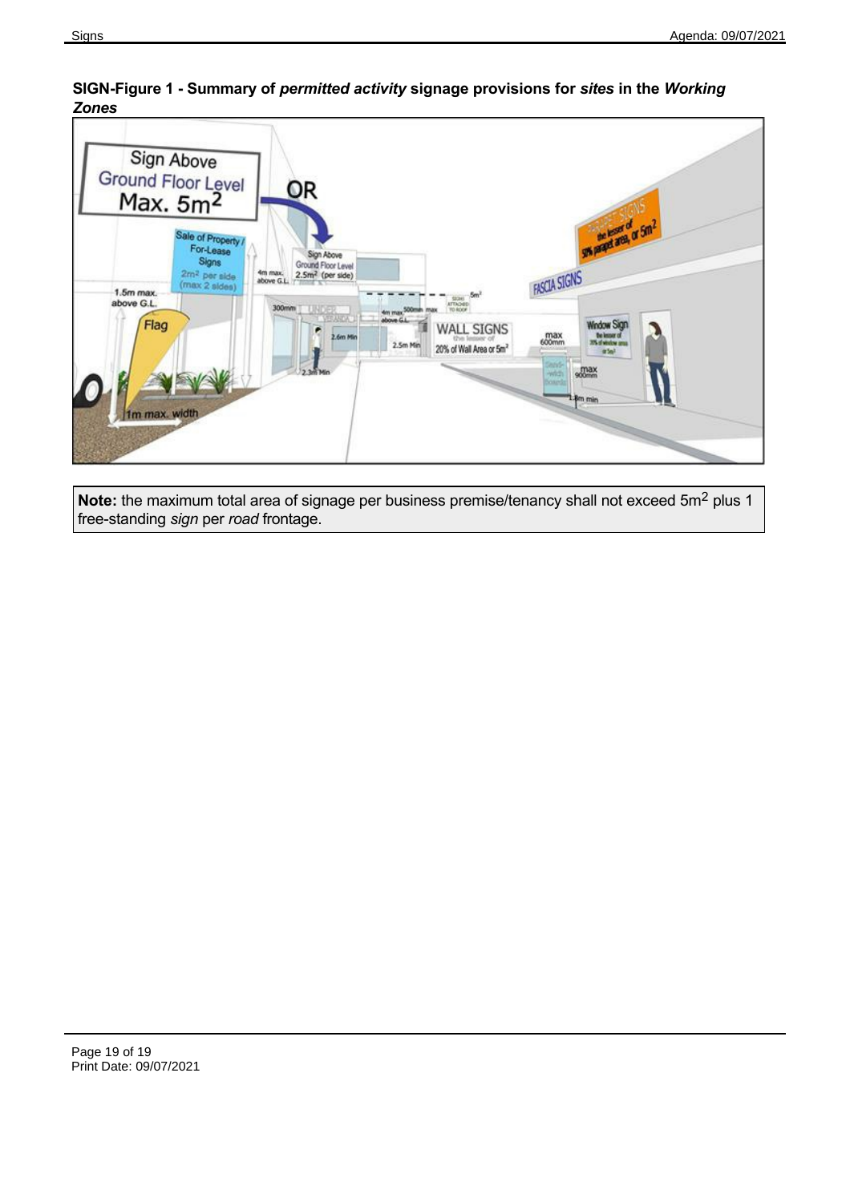**SIGN-Figure 1 - Summary of *permitted activity* signage provisions for *sites* in the *Working Zones***

Sign Above Ground Floor Level Max. 5m2

OR

Sale of Property / For-Lease Signs 2m2 per side (max 2 sides)

Sign Above Ground Floor Level 2.5m2 (per side)

4m max. above G.L.

1.5m max. above G.L.

Flag

1m max. width

300mm

UNDER VERANDA

2.6m Min

2.3m Min

4m max. above G.L.

500mm max

SIGNS ATTACHED TO ROOF

5m2

2.5m Min

WALL SIGNS the lesser of 20% of Wall Area or 5m2

max 600mm

PARAPET SIGNS the lesser of 50% parapet area, or 5m2

FASCIA SIGNS

Window Sign the lesser of 30% of window area or 5m2

Sand-wich boards

max 900mm

1.8m min

**Note:** the maximum total area of signage per business premise/tenancy shall not exceed $5m^2$ plus 1 free-standing *sign* per *road* frontage.